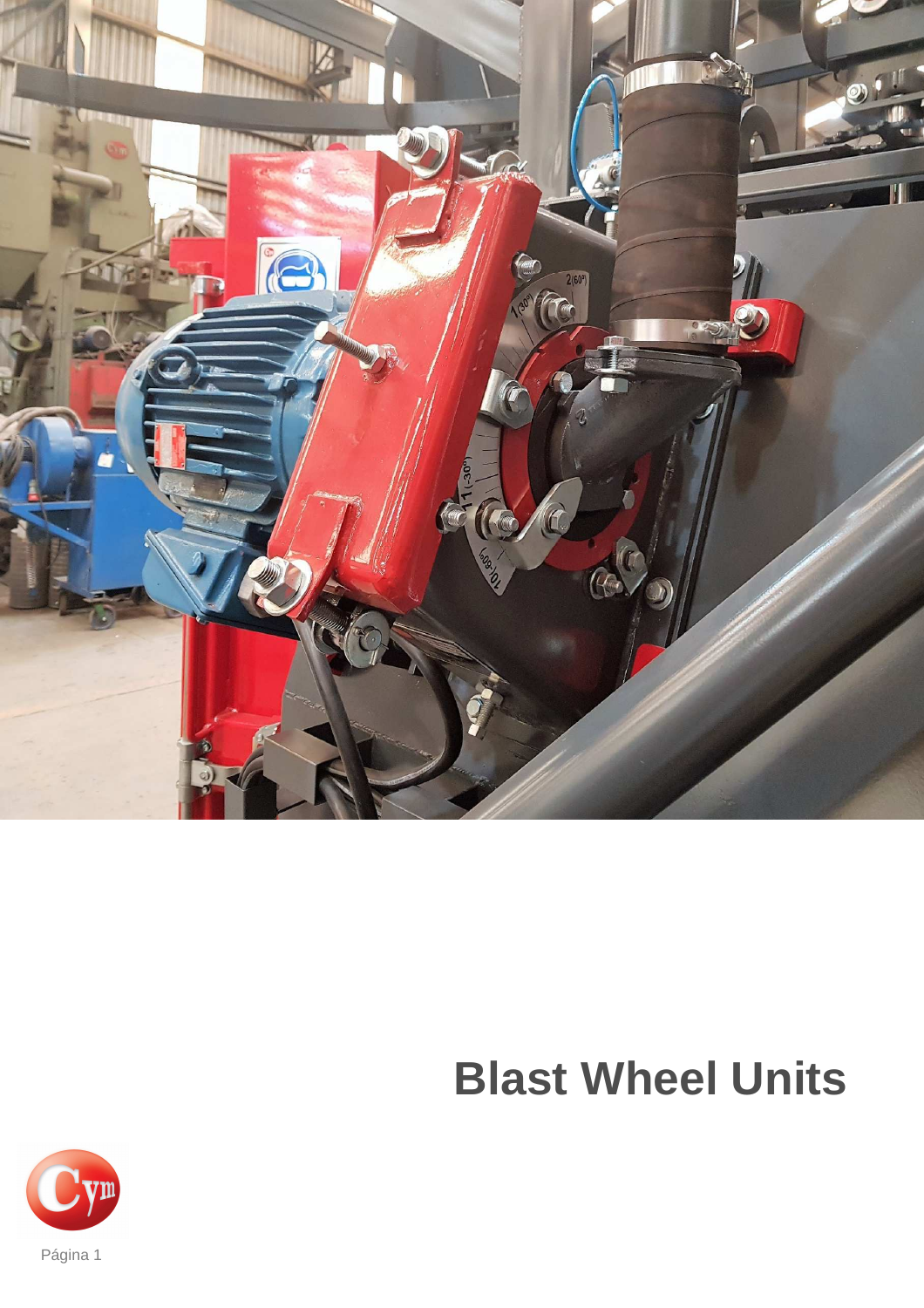# Blast Wheel Units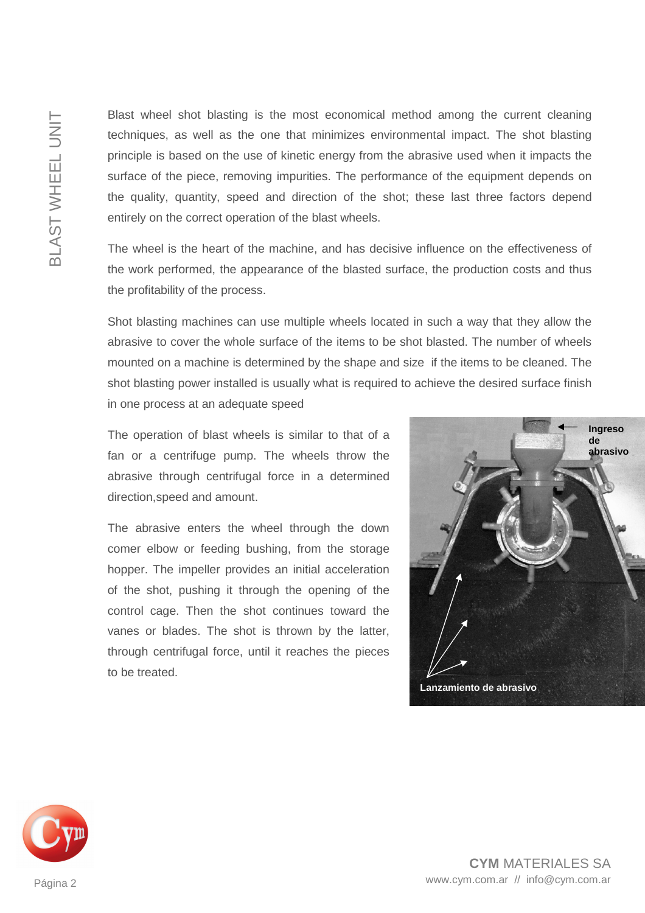Blast wheel shot blasting is the most economical method among the current cleaning techniques, as well as the one that minimizes environmental impact. The shot blasting principle is based on the use of kinetic energy from the abrasive used when it impacts the surface of the piece, removing impurities. The performance of the equipment depends on the quality, quantity, speed and direction of the shot; these last three factors depend entirely on the correct operation of the blast wheels.

The wheel is the heart of the machine, and has decisive influence on the effectiveness of the work performed, the appearance of the blasted surface, the production costs and thus the profitability of the process.

Shot blasting machines can use multiple wheels located in such a way that they allow the abrasive to cover the whole surface of the items to be shot blasted. The number of wheels mounted on a machine is determined by the shape and size  if the items to be cleaned. The shot blasting power installed is usually what is required to achieve the desired surface finish in one process at an adequate speed

The operation of blast wheels is similar to that of a fan or a centrifuge pump. The wheels throw the abrasive through centrifugal force in a determined direction,speed and amount.

The abrasive enters the wheel through the down comer elbow or feeding bushing, from the storage hopper. The impeller provides an initial acceleration of the shot, pushing it through the opening of the control cage. Then the shot continues toward the vanes or blades. The shot is thrown by the latter, through centrifugal force, until it reaches the pieces to be treated.

Ingreso de abrasivo

Lanzamiento de abrasivo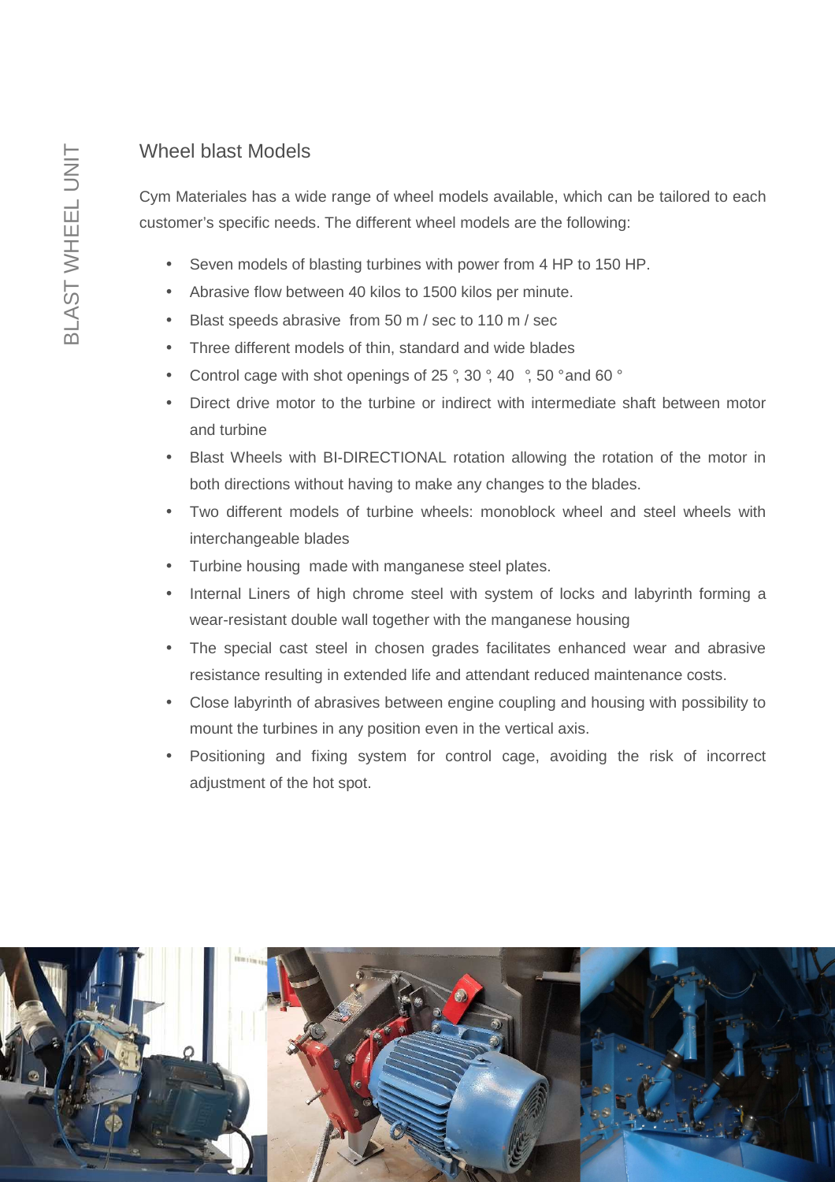## Wheel blast Models

Cym Materiales has a wide range of wheel models available, which can be tailored to each customer's specific needs. The different wheel models are the following:

- Seven models of blasting turbines with power from 4 HP to 150 HP.
- Abrasive flow between 40 kilos to 1500 kilos per minute.
- Blast speeds abrasive from 50 m / sec to 110 m / sec
- Three different models of thin, standard and wide blades
- Control cage with shot openings of 25 °, 30 °, 40 °, 50 ° and 60 °
- Direct drive motor to the turbine or indirect with intermediate shaft between motor and turbine
- Blast Wheels with BI-DIRECTIONAL rotation allowing the rotation of the motor in both directions without having to make any changes to the blades.
- Two different models of turbine wheels: monoblock wheel and steel wheels with interchangeable blades
- Turbine housing made with manganese steel plates.
- Internal Liners of high chrome steel with system of locks and labyrinth forming a wear-resistant double wall together with the manganese housing
- The special cast steel in chosen grades facilitates enhanced wear and abrasive resistance resulting in extended life and attendant reduced maintenance costs.
- Close labyrinth of abrasives between engine coupling and housing with possibility to mount the turbines in any position even in the vertical axis.
- Positioning and fixing system for control cage, avoiding the risk of incorrect adjustment of the hot spot.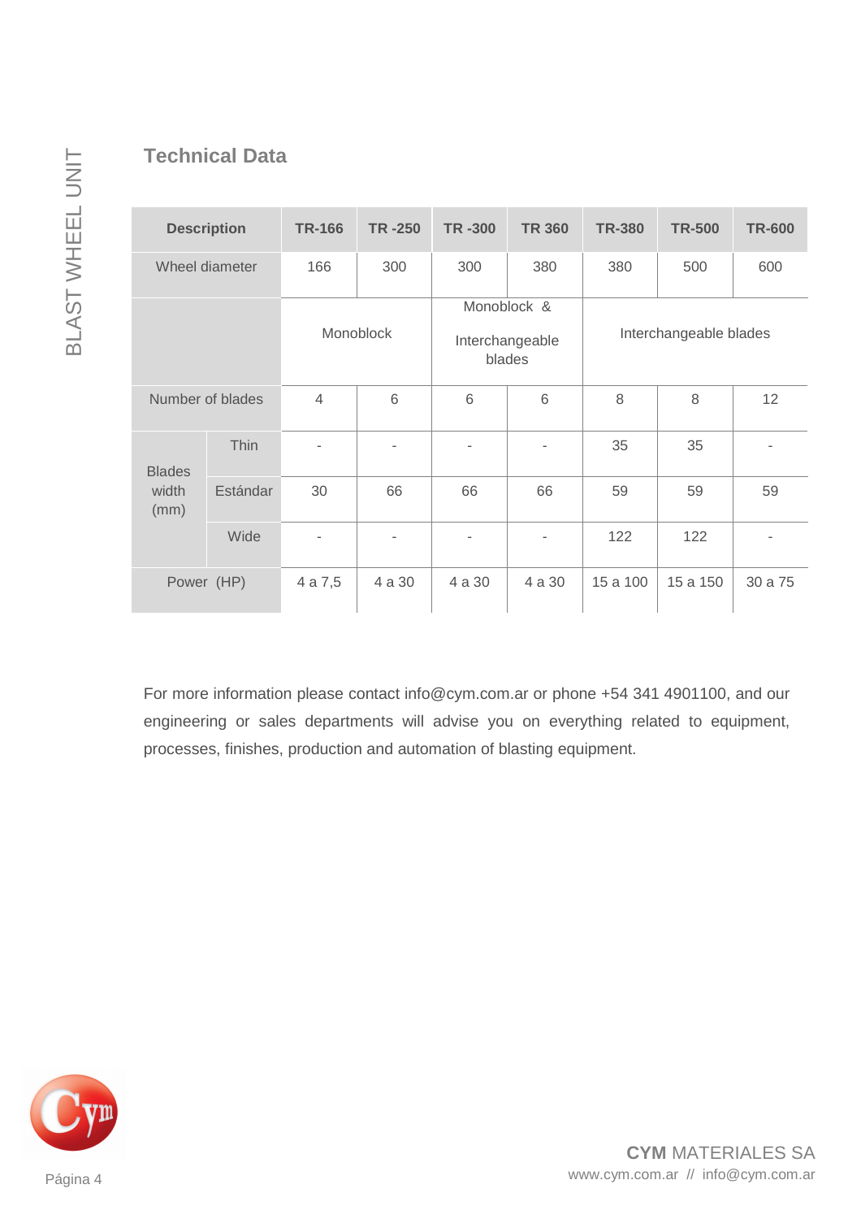## Technical Data

| Description | | TR-166 | TR -250 | TR -300 | TR 360 | TR-380 | TR-500 | TR-600 |
|---|---|---|---|---|---|---|---|---|
| Wheel diameter | | 166 | 300 | 300 | 380 | 380 | 500 | 600 |
| | | Monoblock | | Monoblock & Interchangeable blades | | Interchangeable blades | | |
| Number of blades | | 4 | 6 | 6 | 6 | 8 | 8 | 12 |
| Blades width (mm) | Thin | - | - | - | - | 35 | 35 | - |
| | Estándar | 30 | 66 | 66 | 66 | 59 | 59 | 59 |
| | Wide | - | - | - | - | 122 | 122 | - |
| Power (HP) | | 4 a 7,5 | 4 a 30 | 4 a 30 | 4 a 30 | 15 a 100 | 15 a 150 | 30 a 75 |

For more information please contact info@cym.com.ar or phone +54 341 4901100, and our engineering or sales departments will advise you on everything related to equipment, processes, finishes, production and automation of blasting equipment.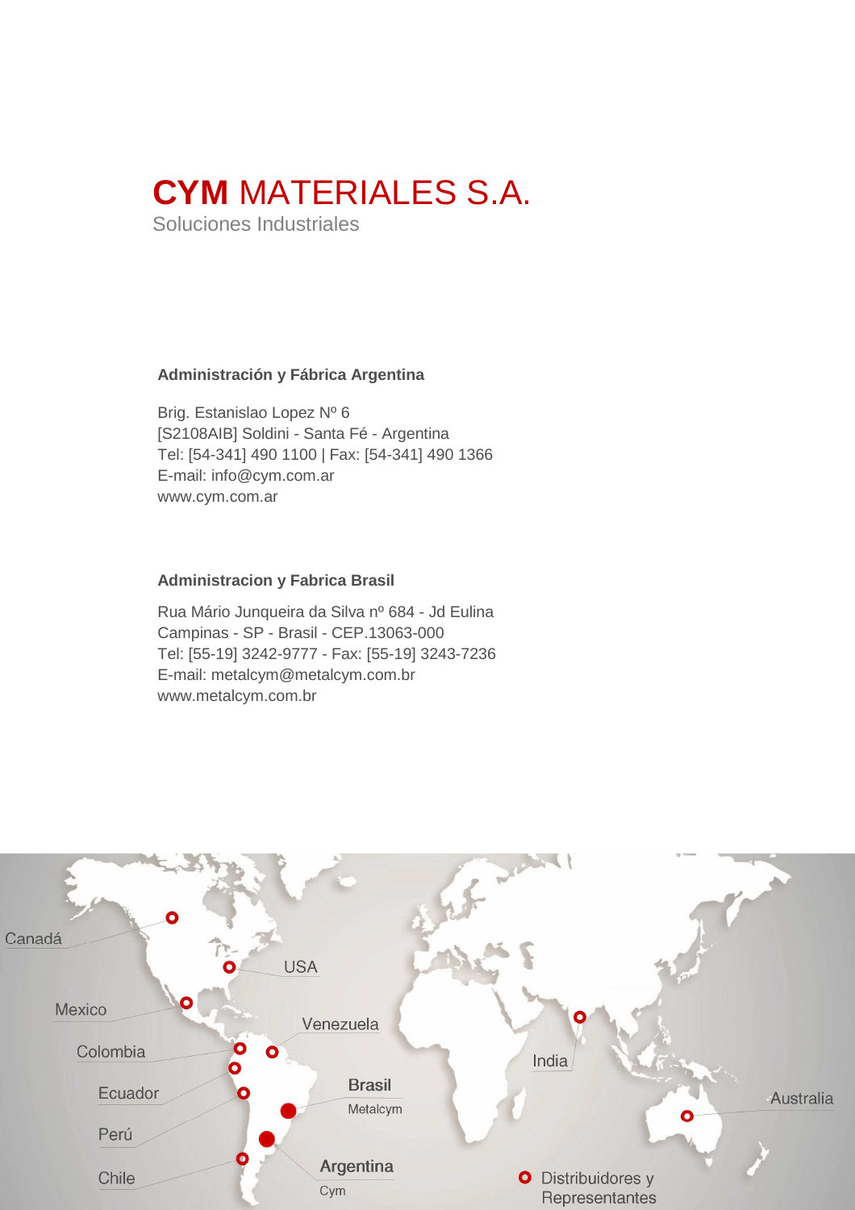# **CYM** MATERIALES S.A.

Soluciones Industriales

**Administración y Fábrica Argentina**

Brig. Estanislao Lopez Nº 6
[S2108AIB] Soldini - Santa Fé - Argentina
Tel: [54-341] 490 1100 | Fax: [54-341] 490 1366
E-mail: info@cym.com.ar
www.cym.com.ar

**Administracion y Fabrica Brasil**

Rua Mário Junqueira da Silva nº 684 - Jd Eulina
Campinas - SP - Brasil - CEP.13063-000
Tel: [55-19] 3242-9777 - Fax: [55-19] 3243-7236
E-mail: metalcym@metalcym.com.br
www.metalcym.com.br

Canadá
USA
Mexico
Venezuela
Colombia
Ecuador
Brasil
Metalcym
Perú
Chile
Argentina
Cym
India
Australia
Distribuidores y Representantes